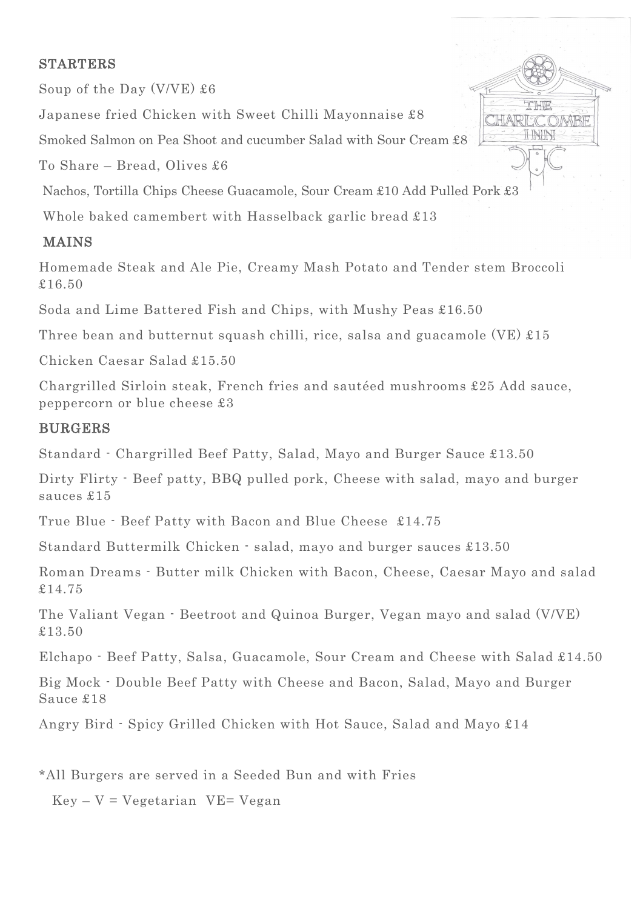## STARTERS

Soup of the Day (V/VE) £6

Japanese fried Chicken with Sweet Chilli Mayonnaise £8

Smoked Salmon on Pea Shoot and cucumber Salad with Sour Cream £8

To Share – Bread, Olives £6

Nachos, Tortilla Chips Cheese Guacamole, Sour Cream £10 Add Pulled Pork £3

Whole baked camembert with Hasselback garlic bread £13

## MAINS

Homemade Steak and Ale Pie, Creamy Mash Potato and Tender stem Broccoli £16.50

Soda and Lime Battered Fish and Chips, with Mushy Peas £16.50

Three bean and butternut squash chilli, rice, salsa and guacamole (VE) £15

Chicken Caesar Salad £15.50

Chargrilled Sirloin steak, French fries and sautéed mushrooms £25 Add sauce, peppercorn or blue cheese £3

## BURGERS

Standard - Chargrilled Beef Patty, Salad, Mayo and Burger Sauce £13.50

Dirty Flirty - Beef patty, BBQ pulled pork, Cheese with salad, mayo and burger sauces £15

True Blue - Beef Patty with Bacon and Blue Cheese £14.75

Standard Buttermilk Chicken - salad, mayo and burger sauces £13.50

Roman Dreams - Butter milk Chicken with Bacon, Cheese, Caesar Mayo and salad £14.75

The Valiant Vegan - Beetroot and Quinoa Burger, Vegan mayo and salad (V/VE) £13.50

Elchapo - Beef Patty, Salsa, Guacamole, Sour Cream and Cheese with Salad £14.50

Big Mock - Double Beef Patty with Cheese and Bacon, Salad, Mayo and Burger Sauce £18

Angry Bird - Spicy Grilled Chicken with Hot Sauce, Salad and Mayo £14

*All Burgers are served in a Seeded Bun and with Fries

Key – V = Vegetarian VE= Vegan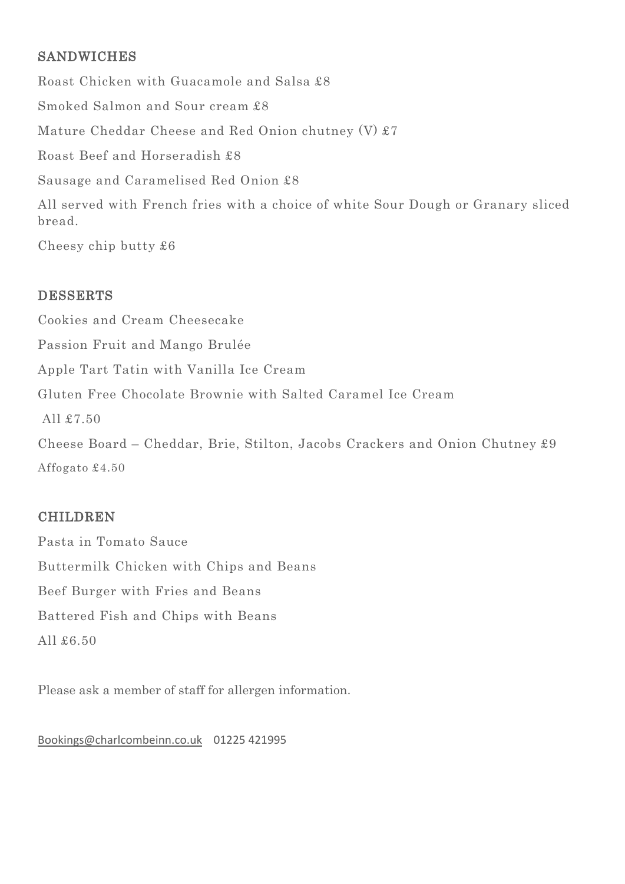## SANDWICHES

Roast Chicken with Guacamole and Salsa £8

Smoked Salmon and Sour cream £8

Mature Cheddar Cheese and Red Onion chutney (V) £7

Roast Beef and Horseradish £8

Sausage and Caramelised Red Onion £8

All served with French fries with a choice of white Sour Dough or Granary sliced bread.

Cheesy chip butty £6

## DESSERTS

Cookies and Cream Cheesecake

Passion Fruit and Mango Brulée

Apple Tart Tatin with Vanilla Ice Cream

Gluten Free Chocolate Brownie with Salted Caramel Ice Cream

All £7.50

Cheese Board – Cheddar, Brie, Stilton, Jacobs Crackers and Onion Chutney £9

Affogato £4.50

## CHILDREN

Pasta in Tomato Sauce

Buttermilk Chicken with Chips and Beans

Beef Burger with Fries and Beans

Battered Fish and Chips with Beans

All £6.50

Please ask a member of staff for allergen information.

Bookings@charlcombeinn.co.uk 01225 421995